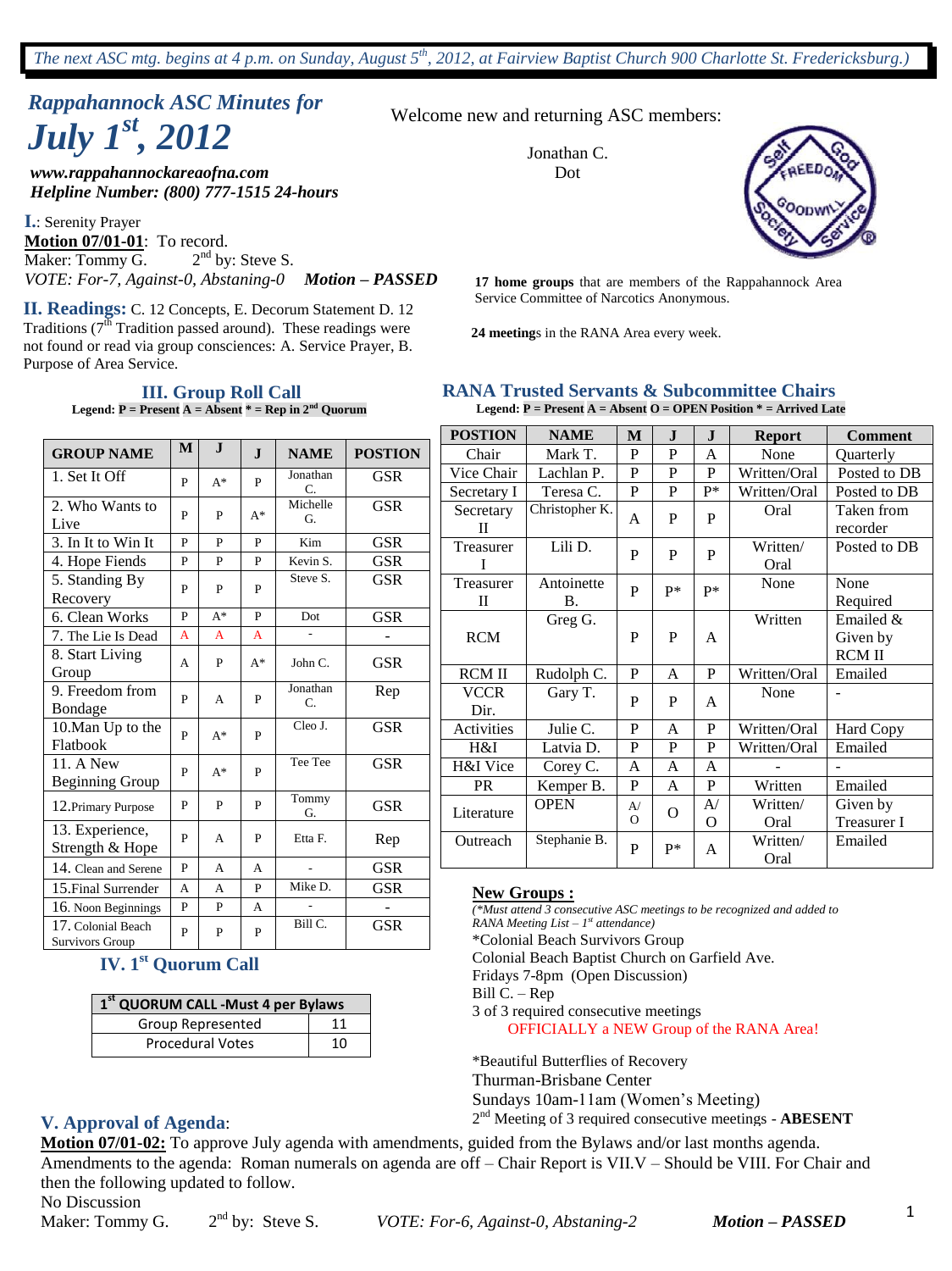*The next ASC mtg. begins at 4 p.m. on Sunday, August 5th, 2012, at Fairview Baptist Church 900 Charlotte St. Fredericksburg.)*

# *Rappahannock ASC Minutes for July 1st, 2012*

***www.rappahannockareaofna.com***
***Helpline Number: (800) 777-1515 24-hours***

Welcome new and returning ASC members:

Jonathan C.
Dot

**17 home groups** that are members of the Rappahannock Area Service Committee of Narcotics Anonymous.

**24 meeting**s in the RANA Area every week.

**I.**: Serenity Prayer

**Motion 07/01-01**: To record.
Maker: Tommy G. 2nd by: Steve S.
*VOTE: For-7, Against-0, Abstaning-0* ***Motion – PASSED***

**II. Readings:** C. 12 Concepts, E. Decorum Statement D. 12 Traditions (7th Tradition passed around). These readings were not found or read via group consciences: A. Service Prayer, B. Purpose of Area Service.

## III. Group Roll Call

**Legend: P = Present A = Absent * = Rep in 2nd Quorum**

| GROUP NAME | M | J | J | NAME | POSTION |
|---|---|---|---|---|---|
| 1. Set It Off | P | A* | P | Jonathan C. | GSR |
| 2. Who Wants to Live | P | P | A* | Michelle G. | GSR |
| 3. In It to Win It | P | P | P | Kim | GSR |
| 4. Hope Fiends | P | P | P | Kevin S. | GSR |
| 5. Standing By Recovery | P | P | P | Steve S. | GSR |
| 6. Clean Works | P | A* | P | Dot | GSR |
| 7. The Lie Is Dead | A | A | A | - | - |
| 8. Start Living Group | A | P | A* | John C. | GSR |
| 9. Freedom from Bondage | P | A | P | Jonathan C. | Rep |
| 10.Man Up to the Flatbook | P | A* | P | Cleo J. | GSR |
| 11. A New Beginning Group | P | A* | P | Tee Tee | GSR |
| 12.Primary Purpose | P | P | P | Tommy G. | GSR |
| 13. Experience, Strength & Hope | P | A | P | Etta F. | Rep |
| 14. Clean and Serene | P | A | A | - | GSR |
| 15.Final Surrender | A | A | P | Mike D. | GSR |
| 16. Noon Beginnings | P | P | A | - | - |
| 17. Colonial Beach Survivors Group | P | P | P | Bill C. | GSR |

## IV. 1st Quorum Call

| 1st QUORUM CALL -Must 4 per Bylaws | |
|---|---|
| Group Represented | 11 |
| Procedural Votes | 10 |

## RANA Trusted Servants & Subcommittee Chairs

**Legend: P = Present A = Absent O = OPEN Position * = Arrived Late**

| POSTION | NAME | M | J | J | Report | Comment |
|---|---|---|---|---|---|---|
| Chair | Mark T. | P | P | A | None | Quarterly |
| Vice Chair | Lachlan P. | P | P | P | Written/Oral | Posted to DB |
| Secretary I | Teresa C. | P | P | P* | Written/Oral | Posted to DB |
| Secretary II | Christopher K. | A | P | P | Oral | Taken from recorder |
| Treasurer I | Lili D. | P | P | P | Written/ Oral | Posted to DB |
| Treasurer II | Antoinette B. | P | P* | P* | None | None Required |
| RCM | Greg G. | P | P | A | Written | Emailed & Given by RCM II |
| RCM II | Rudolph C. | P | A | P | Written/Oral | Emailed |
| VCCR Dir. | Gary T. | P | P | A | None | - |
| Activities | Julie C. | P | A | P | Written/Oral | Hard Copy |
| H&I | Latvia D. | P | P | P | Written/Oral | Emailed |
| H&I Vice | Corey C. | A | A | A | - | - |
| PR | Kemper B. | P | A | P | Written | Emailed |
| Literature | OPEN | A/O | O | A/O | Written/ Oral | Given by Treasurer I |
| Outreach | Stephanie B. | P | P* | A | Written/ Oral | Emailed |

**New Groups :**
*(\*Must attend 3 consecutive ASC meetings to be recognized and added to RANA Meeting List – 1st attendance)*

*Colonial Beach Survivors Group
Colonial Beach Baptist Church on Garfield Ave.
Fridays 7-8pm (Open Discussion)
Bill C. – Rep
3 of 3 required consecutive meetings
OFFICIALLY a NEW Group of the RANA Area!

*Beautiful Butterflies of Recovery
Thurman-Brisbane Center
Sundays 10am-11am (Women's Meeting)
2nd Meeting of 3 required consecutive meetings - **ABESENT**

## V. Approval of Agenda:

**Motion 07/01-02:** To approve July agenda with amendments, guided from the Bylaws and/or last months agenda.
Amendments to the agenda: Roman numerals on agenda are off – Chair Report is VII.V – Should be VIII. For Chair and then the following updated to follow.
No Discussion
Maker: Tommy G. 2nd by: Steve S. *VOTE: For-6, Against-0, Abstaning-2* ***Motion – PASSED***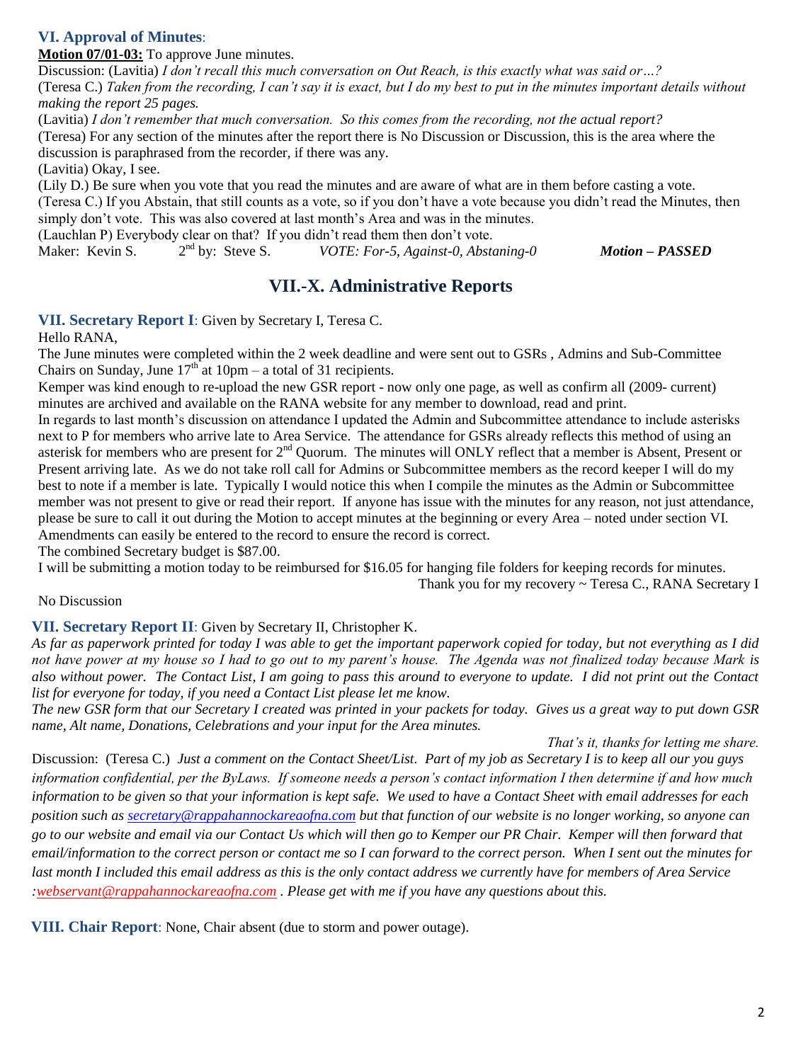### VI. Approval of Minutes:

**Motion 07/01-03:** To approve June minutes.

Discussion: (Lavitia) *I don't recall this much conversation on Out Reach, is this exactly what was said or…?*

(Teresa C.) *Taken from the recording, I can't say it is exact, but I do my best to put in the minutes important details without making the report 25 pages.*

(Lavitia) *I don't remember that much conversation. So this comes from the recording, not the actual report?*

(Teresa) For any section of the minutes after the report there is No Discussion or Discussion, this is the area where the discussion is paraphrased from the recorder, if there was any.

(Lavitia) Okay, I see.

(Lily D.) Be sure when you vote that you read the minutes and are aware of what are in them before casting a vote.

(Teresa C.) If you Abstain, that still counts as a vote, so if you don't have a vote because you didn't read the Minutes, then simply don't vote. This was also covered at last month's Area and was in the minutes.

(Lauchlan P) Everybody clear on that? If you didn't read them then don't vote.

Maker: Kevin S. 2nd by: Steve S. *VOTE: For-5, Against-0, Abstaning-0* ***Motion – PASSED***

## VII.-X. Administrative Reports

### VII. Secretary Report I: Given by Secretary I, Teresa C.

Hello RANA,

The June minutes were completed within the 2 week deadline and were sent out to GSRs , Admins and Sub-Committee Chairs on Sunday, June 17th at 10pm – a total of 31 recipients.

Kemper was kind enough to re-upload the new GSR report - now only one page, as well as confirm all (2009- current) minutes are archived and available on the RANA website for any member to download, read and print.

In regards to last month's discussion on attendance I updated the Admin and Subcommittee attendance to include asterisks next to P for members who arrive late to Area Service. The attendance for GSRs already reflects this method of using an asterisk for members who are present for 2nd Quorum. The minutes will ONLY reflect that a member is Absent, Present or Present arriving late. As we do not take roll call for Admins or Subcommittee members as the record keeper I will do my best to note if a member is late. Typically I would notice this when I compile the minutes as the Admin or Subcommittee member was not present to give or read their report. If anyone has issue with the minutes for any reason, not just attendance, please be sure to call it out during the Motion to accept minutes at the beginning or every Area – noted under section VI. Amendments can easily be entered to the record to ensure the record is correct.

The combined Secretary budget is $87.00.

I will be submitting a motion today to be reimbursed for $16.05 for hanging file folders for keeping records for minutes.

Thank you for my recovery ~ Teresa C., RANA Secretary I

No Discussion

### VII. Secretary Report II: Given by Secretary II, Christopher K.

*As far as paperwork printed for today I was able to get the important paperwork copied for today, but not everything as I did not have power at my house so I had to go out to my parent's house. The Agenda was not finalized today because Mark is also without power. The Contact List, I am going to pass this around to everyone to update. I did not print out the Contact list for everyone for today, if you need a Contact List please let me know.*

*The new GSR form that our Secretary I created was printed in your packets for today. Gives us a great way to put down GSR name, Alt name, Donations, Celebrations and your input for the Area minutes.*

*That's it, thanks for letting me share.*

Discussion: (Teresa C.) *Just a comment on the Contact Sheet/List. Part of my job as Secretary I is to keep all our you guys information confidential, per the ByLaws. If someone needs a person's contact information I then determine if and how much information to be given so that your information is kept safe. We used to have a Contact Sheet with email addresses for each position such as secretary@rappahannockareaofna.com but that function of our website is no longer working, so anyone can go to our website and email via our Contact Us which will then go to Kemper our PR Chair. Kemper will then forward that email/information to the correct person or contact me so I can forward to the correct person. When I sent out the minutes for last month I included this email address as this is the only contact address we currently have for members of Area Service :webservant@rappahannockareaofna.com . Please get with me if you have any questions about this.*

### VIII. Chair Report: None, Chair absent (due to storm and power outage).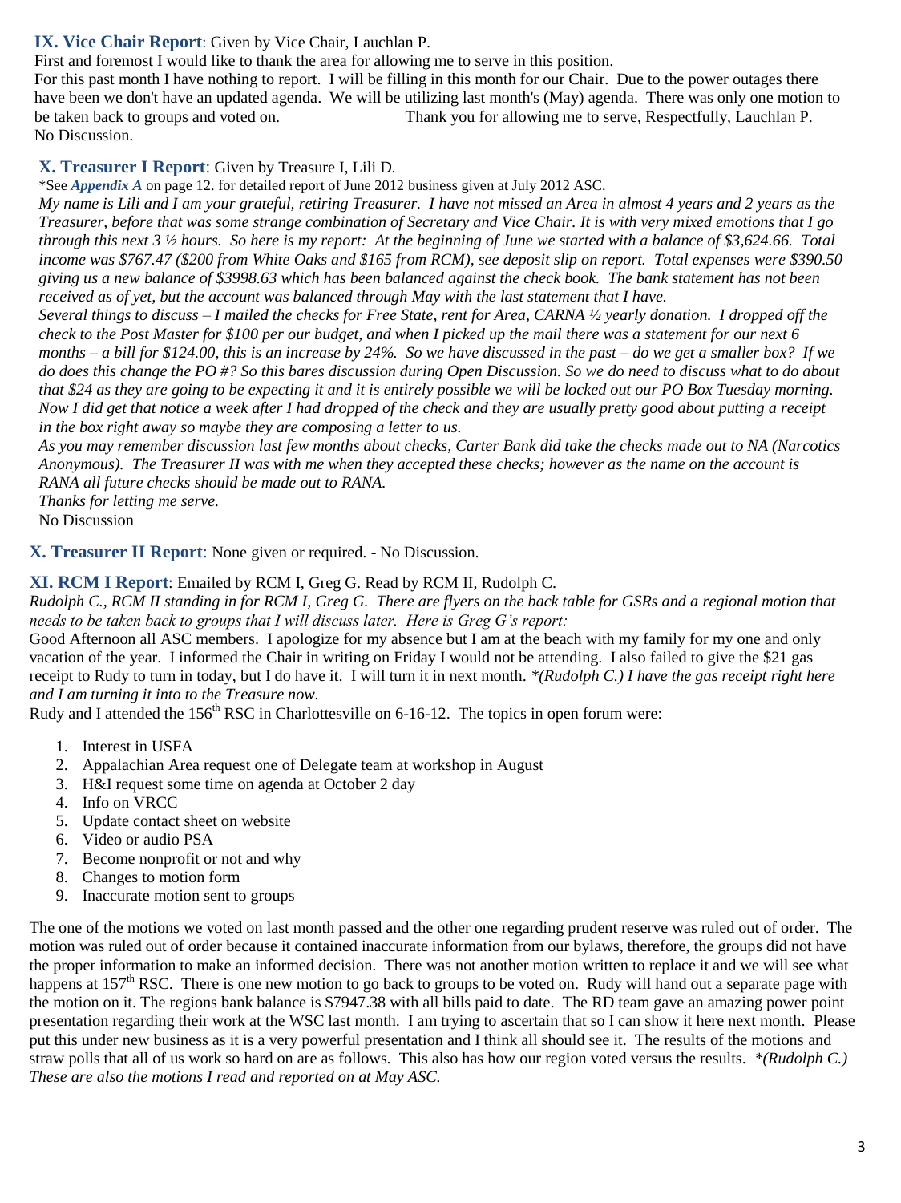## IX. Vice Chair Report: Given by Vice Chair, Lauchlan P.

First and foremost I would like to thank the area for allowing me to serve in this position.
For this past month I have nothing to report. I will be filling in this month for our Chair. Due to the power outages there have been we don't have an updated agenda. We will be utilizing last month's (May) agenda. There was only one motion to be taken back to groups and voted on. Thank you for allowing me to serve, Respectfully, Lauchlan P.
No Discussion.

## X. Treasurer I Report: Given by Treasure I, Lili D.

*See ***Appendix A*** on page 12. for detailed report of June 2012 business given at July 2012 ASC.

*My name is Lili and I am your grateful, retiring Treasurer. I have not missed an Area in almost 4 years and 2 years as the Treasurer, before that was some strange combination of Secretary and Vice Chair. It is with very mixed emotions that I go through this next 3 ½ hours. So here is my report: At the beginning of June we started with a balance of $3,624.66. Total income was $767.47 ($200 from White Oaks and $165 from RCM), see deposit slip on report. Total expenses were $390.50 giving us a new balance of $3998.63 which has been balanced against the check book. The bank statement has not been received as of yet, but the account was balanced through May with the last statement that I have.*

*Several things to discuss – I mailed the checks for Free State, rent for Area, CARNA ½ yearly donation. I dropped off the check to the Post Master for $100 per our budget, and when I picked up the mail there was a statement for our next 6 months – a bill for $124.00, this is an increase by 24%. So we have discussed in the past – do we get a smaller box? If we do does this change the PO #? So this bares discussion during Open Discussion. So we do need to discuss what to do about that $24 as they are going to be expecting it and it is entirely possible we will be locked out our PO Box Tuesday morning. Now I did get that notice a week after I had dropped of the check and they are usually pretty good about putting a receipt in the box right away so maybe they are composing a letter to us.*

*As you may remember discussion last few months about checks, Carter Bank did take the checks made out to NA (Narcotics Anonymous). The Treasurer II was with me when they accepted these checks; however as the name on the account is RANA all future checks should be made out to RANA.*

*Thanks for letting me serve.*

No Discussion

## X. Treasurer II Report: None given or required. - No Discussion.

## XI. RCM I Report: Emailed by RCM I, Greg G. Read by RCM II, Rudolph C.

*Rudolph C., RCM II standing in for RCM I, Greg G. There are flyers on the back table for GSRs and a regional motion that needs to be taken back to groups that I will discuss later. Here is Greg G's report:*

Good Afternoon all ASC members. I apologize for my absence but I am at the beach with my family for my one and only vacation of the year. I informed the Chair in writing on Friday I would not be attending. I also failed to give the $21 gas receipt to Rudy to turn in today, but I do have it. I will turn it in next month. *\*(Rudolph C.) I have the gas receipt right here and I am turning it into to the Treasure now.*

Rudy and I attended the 156th RSC in Charlottesville on 6-16-12. The topics in open forum were:

1. Interest in USFA
2. Appalachian Area request one of Delegate team at workshop in August
3. H&I request some time on agenda at October 2 day
4. Info on VRCC
5. Update contact sheet on website
6. Video or audio PSA
7. Become nonprofit or not and why
8. Changes to motion form
9. Inaccurate motion sent to groups

The one of the motions we voted on last month passed and the other one regarding prudent reserve was ruled out of order. The motion was ruled out of order because it contained inaccurate information from our bylaws, therefore, the groups did not have the proper information to make an informed decision. There was not another motion written to replace it and we will see what happens at 157th RSC. There is one new motion to go back to groups to be voted on. Rudy will hand out a separate page with the motion on it. The regions bank balance is $7947.38 with all bills paid to date. The RD team gave an amazing power point presentation regarding their work at the WSC last month. I am trying to ascertain that so I can show it here next month. Please put this under new business as it is a very powerful presentation and I think all should see it. The results of the motions and straw polls that all of us work so hard on are as follows. This also has how our region voted versus the results. *\*(Rudolph C.) These are also the motions I read and reported on at May ASC.*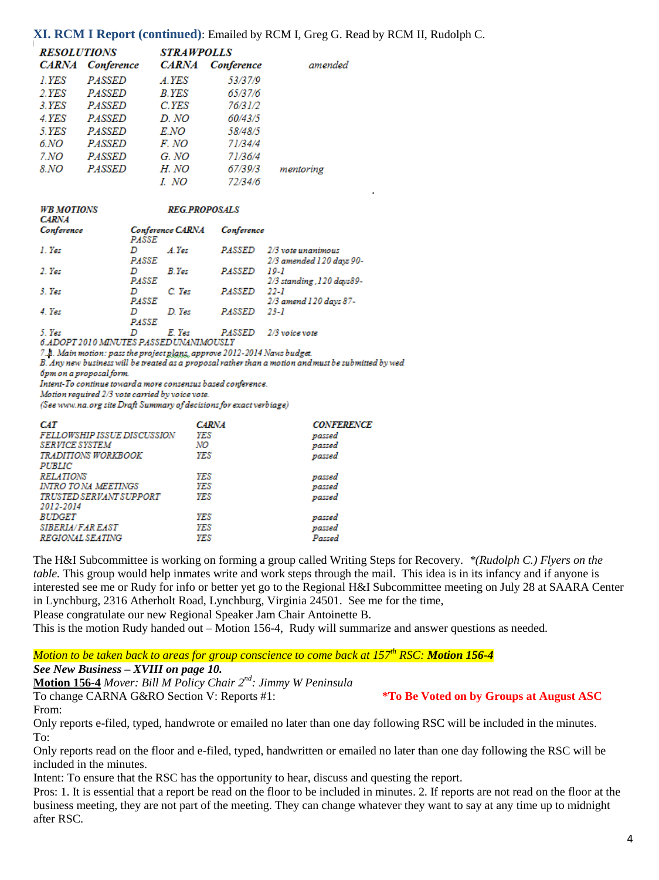**XI. RCM I Report (continued)**: Emailed by RCM I, Greg G. Read by RCM II, Rudolph C.

| RESOLUTIONS | | STRAWPOLLS | | |
|---|---|---|---|---|
| CARNA | Conference | CARNA | Conference | amended |
| 1.YES | PASSED | A.YES | 53/37/9 | |
| 2.YES | PASSED | B.YES | 65/37/6 | |
| 3.YES | PASSED | C.YES | 76/31/2 | |
| 4.YES | PASSED | D. NO | 60/43/5 | |
| 5.YES | PASSED | E.NO | 58/48/5 | |
| 6.NO | PASSED | F. NO | 71/34/4 | |
| 7.NO | PASSED | G. NO | 71/36/4 | |
| 8.NO | PASSED | H. NO | 67/39/3 | mentoring |
| | | I. NO | 72/34/6 | |

| WB MOTIONS | | REG.PROPOSALS | | |
|---|---|---|---|---|
| CARNA Conference | Conference | CARNA | Conference | |
| 1. Yes | PASSED | A.Yes | PASSED | 2/3 vote unanimous |
| 2. Yes | PASSED | B.Yes | PASSED | 2/3 amended 120 days 90-19-1 |
| 3. Yes | PASSED | C. Yes | PASSED | 2/3 standing ,120 days89-22-1 |
| 4. Yes | PASSED | D. Yes | PASSED | 2/3 amend 120 days 87-23-1 |
| 5. Yes | PASSED | E. Yes | PASSED | 2/3 voice vote |

6.ADOPT 2010 MINUTES PASSED UNANIMOUSLY

7.A. Main motion: pass the project plans, approve 2012-2014 News budget.

B. Any new business will be treated as a proposal rather than a motion and must be submitted by wed 6pm on a proposal form.

Intent-To continue toward a more consensus based conference.

Motion required 2/3 vote carried by voice vote.

(See www.na.org site Draft Summary of decisions for exact verbiage)

| CAT | CARNA | CONFERENCE |
|---|---|---|
| FELLOWSHIP ISSUE DISCUSSION | YES | passed |
| SERVICE SYSTEM | NO | passed |
| TRADITIONS WORKBOOK | YES | passed |
| PUBLIC RELATIONS | YES | passed |
| INTRO TO NA MEETINGS | YES | passed |
| TRUSTED SERVANT SUPPORT | YES | passed |
| 2012-2014 BUDGET | YES | passed |
| SIBERIA/FAR EAST | YES | passed |
| REGIONAL SEATING | YES | Passed |

The H&I Subcommittee is working on forming a group called Writing Steps for Recovery. *\*(Rudolph C.) Flyers on the table.* This group would help inmates write and work steps through the mail. This idea is in its infancy and if anyone is interested see me or Rudy for info or better yet go to the Regional H&I Subcommittee meeting on July 28 at SAARA Center in Lynchburg, 2316 Atherholt Road, Lynchburg, Virginia 24501. See me for the time,

Please congratulate our new Regional Speaker Jam Chair Antoinette B.

This is the motion Rudy handed out – Motion 156-4, Rudy will summarize and answer questions as needed.

*Motion to be taken back to areas for group conscience to come back at 157th RSC:* ***Motion 156-4***

***See New Business – XVIII on page 10.***

**Motion 156-4** *Mover: Bill M Policy Chair 2nd: Jimmy W Peninsula*

To change CARNA G&RO Section V: Reports #1: **\*To Be Voted on by Groups at August ASC**

From:

Only reports e-filed, typed, handwrote or emailed no later than one day following RSC will be included in the minutes.

To:

Only reports read on the floor and e-filed, typed, handwritten or emailed no later than one day following the RSC will be included in the minutes.

Intent: To ensure that the RSC has the opportunity to hear, discuss and questing the report.

Pros: 1. It is essential that a report be read on the floor to be included in minutes. 2. If reports are not read on the floor at the business meeting, they are not part of the meeting. They can change whatever they want to say at any time up to midnight after RSC.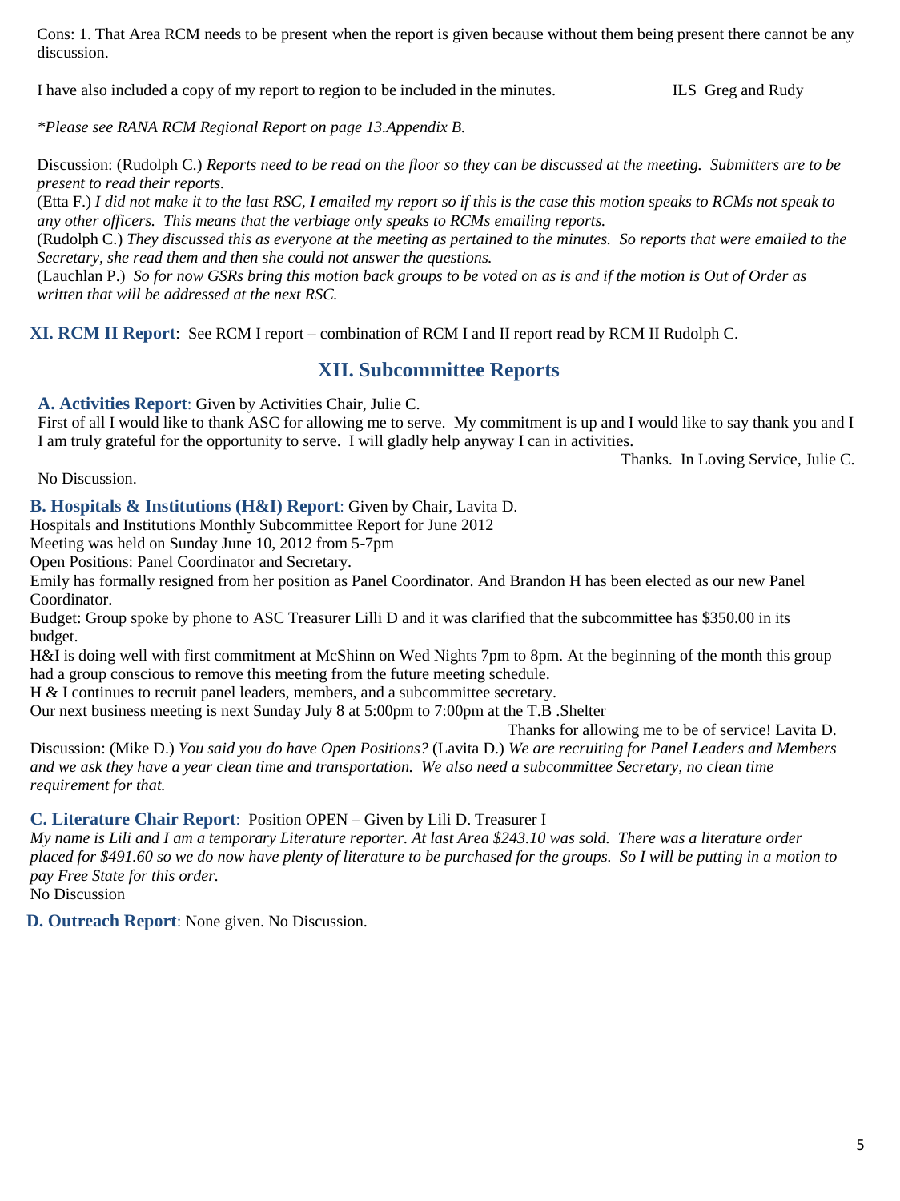Cons: 1. That Area RCM needs to be present when the report is given because without them being present there cannot be any discussion.

I have also included a copy of my report to region to be included in the minutes. ILS Greg and Rudy

*\*Please see RANA RCM Regional Report on page 13.Appendix B.*

Discussion: (Rudolph C.) *Reports need to be read on the floor so they can be discussed at the meeting. Submitters are to be present to read their reports.*
(Etta F.) *I did not make it to the last RSC, I emailed my report so if this is the case this motion speaks to RCMs not speak to any other officers. This means that the verbiage only speaks to RCMs emailing reports.*
(Rudolph C.) *They discussed this as everyone at the meeting as pertained to the minutes. So reports that were emailed to the Secretary, she read them and then she could not answer the questions.*
(Lauchlan P.) *So for now GSRs bring this motion back groups to be voted on as is and if the motion is Out of Order as written that will be addressed at the next RSC.*

**XI. RCM II Report**: See RCM I report – combination of RCM I and II report read by RCM II Rudolph C.

## XII. Subcommittee Reports

**A. Activities Report**: Given by Activities Chair, Julie C.
First of all I would like to thank ASC for allowing me to serve. My commitment is up and I would like to say thank you and I I am truly grateful for the opportunity to serve. I will gladly help anyway I can in activities.
Thanks. In Loving Service, Julie C.

No Discussion.

**B. Hospitals & Institutions (H&I) Report**: Given by Chair, Lavita D.
Hospitals and Institutions Monthly Subcommittee Report for June 2012
Meeting was held on Sunday June 10, 2012 from 5-7pm
Open Positions: Panel Coordinator and Secretary.
Emily has formally resigned from her position as Panel Coordinator. And Brandon H has been elected as our new Panel Coordinator.
Budget: Group spoke by phone to ASC Treasurer Lilli D and it was clarified that the subcommittee has $350.00 in its budget.
H&I is doing well with first commitment at McShinn on Wed Nights 7pm to 8pm. At the beginning of the month this group had a group conscious to remove this meeting from the future meeting schedule.
H & I continues to recruit panel leaders, members, and a subcommittee secretary.
Our next business meeting is next Sunday July 8 at 5:00pm to 7:00pm at the T.B .Shelter
Thanks for allowing me to be of service! Lavita D.

Discussion: (Mike D.) *You said you do have Open Positions?* (Lavita D.) *We are recruiting for Panel Leaders and Members and we ask they have a year clean time and transportation. We also need a subcommittee Secretary, no clean time requirement for that.*

**C. Literature Chair Report**: Position OPEN – Given by Lili D. Treasurer I
*My name is Lili and I am a temporary Literature reporter. At last Area $243.10 was sold. There was a literature order placed for $491.60 so we do now have plenty of literature to be purchased for the groups. So I will be putting in a motion to pay Free State for this order.*
No Discussion

**D. Outreach Report**: None given. No Discussion.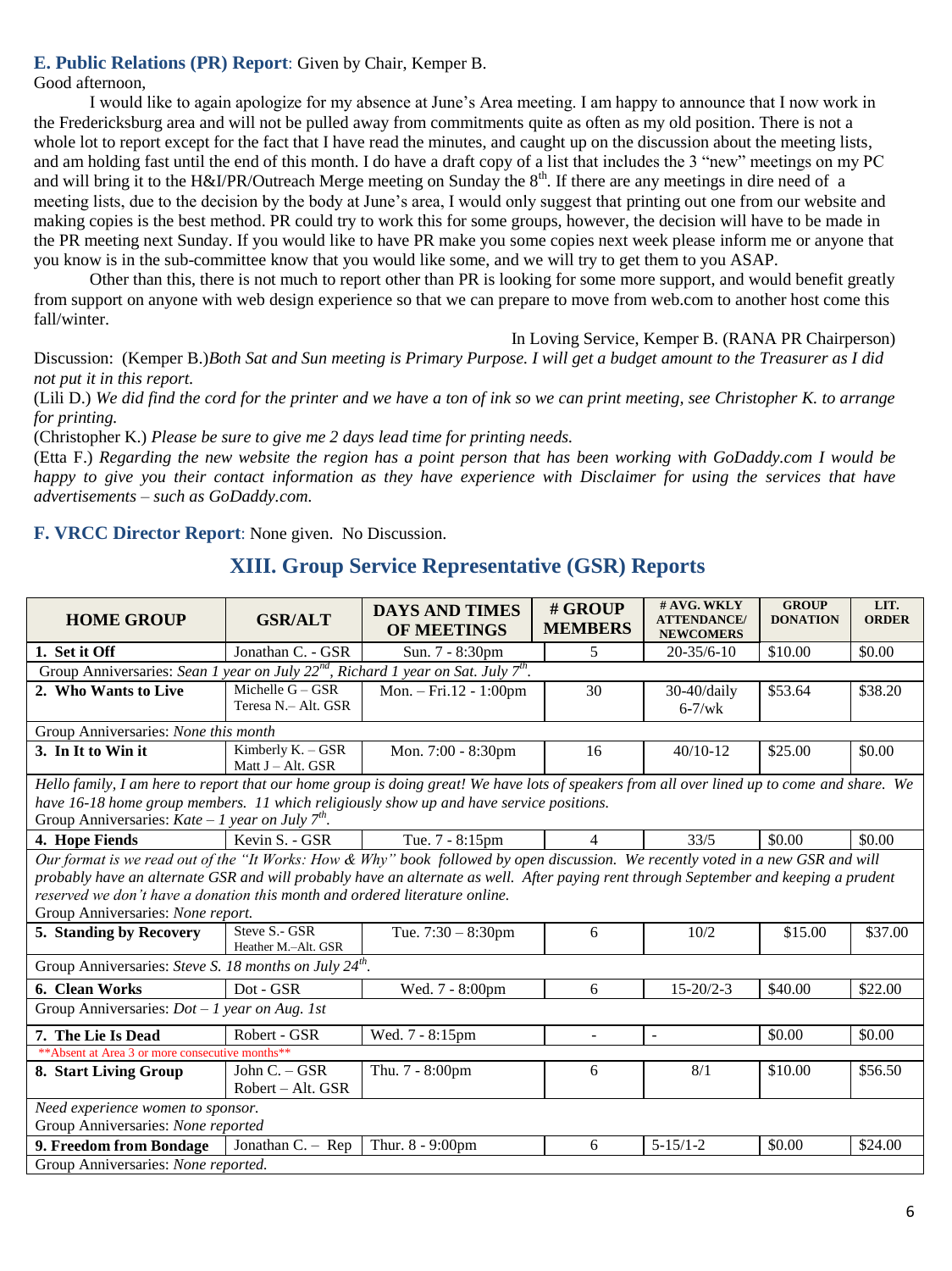**E. Public Relations (PR) Report**: Given by Chair, Kemper B.

Good afternoon,

I would like to again apologize for my absence at June's Area meeting. I am happy to announce that I now work in the Fredericksburg area and will not be pulled away from commitments quite as often as my old position. There is not a whole lot to report except for the fact that I have read the minutes, and caught up on the discussion about the meeting lists, and am holding fast until the end of this month. I do have a draft copy of a list that includes the 3 "new" meetings on my PC and will bring it to the H&I/PR/Outreach Merge meeting on Sunday the 8th. If there are any meetings in dire need of a meeting lists, due to the decision by the body at June's area, I would only suggest that printing out one from our website and making copies is the best method. PR could try to work this for some groups, however, the decision will have to be made in the PR meeting next Sunday. If you would like to have PR make you some copies next week please inform me or anyone that you know is in the sub-committee know that you would like some, and we will try to get them to you ASAP.

Other than this, there is not much to report other than PR is looking for some more support, and would benefit greatly from support on anyone with web design experience so that we can prepare to move from web.com to another host come this fall/winter.

In Loving Service, Kemper B. (RANA PR Chairperson)

Discussion: (Kemper B.)*Both Sat and Sun meeting is Primary Purpose. I will get a budget amount to the Treasurer as I did not put it in this report.*

(Lili D.) *We did find the cord for the printer and we have a ton of ink so we can print meeting, see Christopher K. to arrange for printing.*

(Christopher K.) *Please be sure to give me 2 days lead time for printing needs.*

(Etta F.) *Regarding the new website the region has a point person that has been working with GoDaddy.com I would be happy to give you their contact information as they have experience with Disclaimer for using the services that have advertisements – such as GoDaddy.com.*

**F. VRCC Director Report**: None given. No Discussion.

## XIII. Group Service Representative (GSR) Reports

| HOME GROUP | GSR/ALT | DAYS AND TIMES OF MEETINGS | # GROUP MEMBERS | # AVG. WKLY ATTENDANCE/ NEWCOMERS | GROUP DONATION | LIT. ORDER |
|---|---|---|---|---|---|---|
| **1. Set it Off** | Jonathan C. - GSR | Sun. 7 - 8:30pm | 5 | 20-35/6-10 | $10.00 | $0.00 |
| Group Anniversaries: *Sean 1 year on July 22nd, Richard 1 year on Sat. July 7th.* | | | | | | |
| **2. Who Wants to Live** | Michelle G – GSR<br>Teresa N.– Alt. GSR | Mon. – Fri.12 - 1:00pm | 30 | 30-40/daily<br>6-7/wk | $53.64 | $38.20 |
| Group Anniversaries: *None this month* | | | | | | |
| **3. In It to Win it** | Kimberly K. – GSR<br>Matt J – Alt. GSR | Mon. 7:00 - 8:30pm | 16 | 40/10-12 | $25.00 | $0.00 |
| *Hello family, I am here to report that our home group is doing great! We have lots of speakers from all over lined up to come and share. We have 16-18 home group members. 11 which religiously show up and have service positions.*<br>Group Anniversaries: *Kate – 1 year on July 7th.* | | | | | | |
| **4. Hope Fiends** | Kevin S. - GSR | Tue. 7 - 8:15pm | 4 | 33/5 | $0.00 | $0.00 |
| *Our format is we read out of the "It Works: How & Why" book followed by open discussion. We recently voted in a new GSR and will probably have an alternate GSR and will probably have an alternate as well. After paying rent through September and keeping a prudent reserved we don't have a donation this month and ordered literature online.*<br>Group Anniversaries: *None report.* | | | | | | |
| **5. Standing by Recovery** | Steve S.- GSR<br>Heather M.–Alt. GSR | Tue. 7:30 – 8:30pm | 6 | 10/2 | $15.00 | $37.00 |
| Group Anniversaries: *Steve S. 18 months on July 24th.* | | | | | | |
| **6. Clean Works** | Dot - GSR | Wed. 7 - 8:00pm | 6 | 15-20/2-3 | $40.00 | $22.00 |
| Group Anniversaries: *Dot – 1 year on Aug. 1st* | | | | | | |
| **7. The Lie Is Dead** | Robert - GSR | Wed. 7 - 8:15pm | - | - | $0.00 | $0.00 |
| **Absent at Area 3 or more consecutive months** | | | | | | |
| **8. Start Living Group** | John C. – GSR<br>Robert – Alt. GSR | Thu. 7 - 8:00pm | 6 | 8/1 | $10.00 | $56.50 |
| *Need experience women to sponsor.*<br>Group Anniversaries: *None reported* | | | | | | |
| **9. Freedom from Bondage** | Jonathan C. – Rep | Thur. 8 - 9:00pm | 6 | 5-15/1-2 | $0.00 | $24.00 |
| Group Anniversaries: *None reported.* | | | | | | |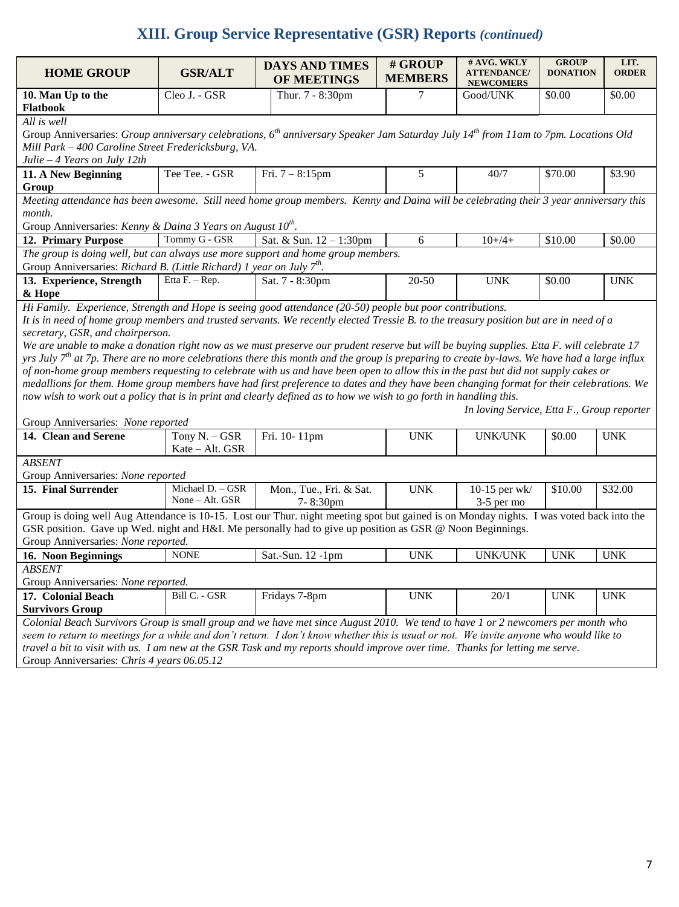## XIII. Group Service Representative (GSR) Reports *(continued)*

| HOME GROUP | GSR/ALT | DAYS AND TIMES OF MEETINGS | # GROUP MEMBERS | # AVG. WKLY ATTENDANCE/ NEWCOMERS | GROUP DONATION | LIT. ORDER |
|---|---|---|---|---|---|---|
| **10. Man Up to the Flatbook** | Cleo J. - GSR | Thur. 7 - 8:30pm | 7 | Good/UNK | $0.00 | $0.00 |
| *All is well*<br>Group Anniversaries: *Group anniversary celebrations, 6th anniversary Speaker Jam Saturday July 14th from 11am to 7pm. Locations Old Mill Park – 400 Caroline Street Fredericksburg, VA.*<br>*Julie – 4 Years on July 12th* | | | | | | |
| **11. A New Beginning Group** | Tee Tee. - GSR | Fri. 7 – 8:15pm | 5 | 40/7 | $70.00 | $3.90 |
| *Meeting attendance has been awesome. Still need home group members. Kenny and Daina will be celebrating their 3 year anniversary this month.*<br>Group Anniversaries: *Kenny & Daina 3 Years on August 10th.* | | | | | | |
| **12. Primary Purpose** | Tommy G - GSR | Sat. & Sun. 12 – 1:30pm | 6 | 10+/4+ | $10.00 | $0.00 |
| *The group is doing well, but can always use more support and home group members.*<br>Group Anniversaries: *Richard B. (Little Richard) 1 year on July 7th.* | | | | | | |
| **13. Experience, Strength & Hope** | Etta F. – Rep. | Sat. 7 - 8:30pm | 20-50 | UNK | $0.00 | UNK |
| *Hi Family. Experience, Strength and Hope is seeing good attendance (20-50) people but poor contributions. It is in need of home group members and trusted servants. We recently elected Tressie B. to the treasury position but are in need of a secretary, GSR, and chairperson. We are unable to make a donation right now as we must preserve our prudent reserve but will be buying supplies. Etta F. will celebrate 17 yrs July 7th at 7p. There are no more celebrations there this month and the group is preparing to create by-laws. We have had a large influx of non-home group members requesting to celebrate with us and have been open to allow this in the past but did not supply cakes or medallions for them. Home group members have had first preference to dates and they have been changing format for their celebrations. We now wish to work out a policy that is in print and clearly defined as to how we wish to go forth in handling this.*<br>*In loving Service, Etta F., Group reporter*<br>Group Anniversaries: *None reported* | | | | | | |
| **14. Clean and Serene** | Tony N. – GSR<br>Kate – Alt. GSR | Fri. 10- 11pm | UNK | UNK/UNK | $0.00 | UNK |
| *ABSENT*<br>Group Anniversaries: *None reported* | | | | | | |
| **15. Final Surrender** | Michael D. – GSR<br>None – Alt. GSR | Mon., Tue., Fri. & Sat. 7- 8:30pm | UNK | 10-15 per wk/ 3-5 per mo | $10.00 | $32.00 |
| Group is doing well Aug Attendance is 10-15. Lost our Thur. night meeting spot but gained is on Monday nights. I was voted back into the GSR position. Gave up Wed. night and H&I. Me personally had to give up position as GSR @ Noon Beginnings.<br>Group Anniversaries: *None reported.* | | | | | | |
| **16. Noon Beginnings** | NONE | Sat.-Sun. 12 -1pm | UNK | UNK/UNK | UNK | UNK |
| *ABSENT*<br>Group Anniversaries: *None reported.* | | | | | | |
| **17. Colonial Beach Survivors Group** | Bill C. - GSR | Fridays 7-8pm | UNK | 20/1 | UNK | UNK |
| *Colonial Beach Survivors Group is small group and we have met since August 2010. We tend to have 1 or 2 newcomers per month who seem to return to meetings for a while and don't return. I don't know whether this is usual or not. We invite anyone who would like to travel a bit to visit with us. I am new at the GSR Task and my reports should improve over time. Thanks for letting me serve.*<br>Group Anniversaries: *Chris 4 years 06.05.12* | | | | | | |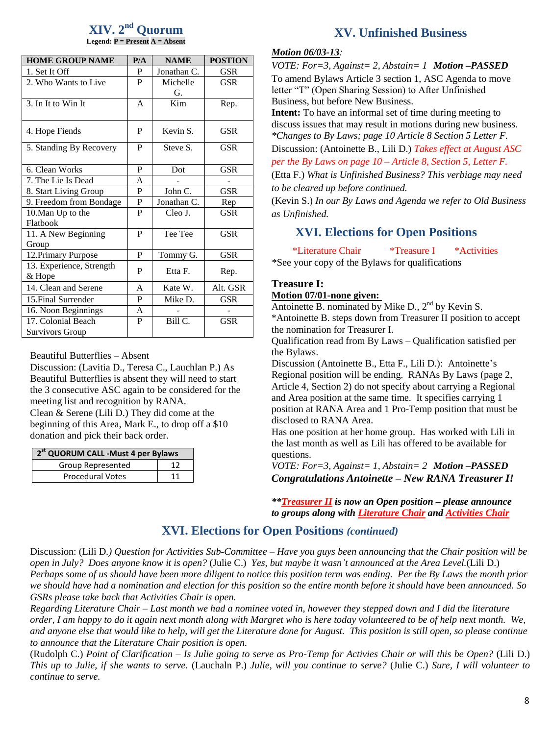## XIV. 2nd Quorum

**Legend: P = Present A = Absent**

| HOME GROUP NAME | P/A | NAME | POSTION |
|---|---|---|---|
| 1. Set It Off | P | Jonathan C. | GSR |
| 2. Who Wants to Live | P | Michelle G. | GSR |
| 3. In It to Win It | A | Kim | Rep. |
| 4. Hope Fiends | P | Kevin S. | GSR |
| 5. Standing By Recovery | P | Steve S. | GSR |
| 6. Clean Works | P | Dot | GSR |
| 7. The Lie Is Dead | A | - | - |
| 8. Start Living Group | P | John C. | GSR |
| 9. Freedom from Bondage | P | Jonathan C. | Rep |
| 10.Man Up to the Flatbook | P | Cleo J. | GSR |
| 11. A New Beginning Group | P | Tee Tee | GSR |
| 12.Primary Purpose | P | Tommy G. | GSR |
| 13. Experience, Strength & Hope | P | Etta F. | Rep. |
| 14. Clean and Serene | A | Kate W. | Alt. GSR |
| 15.Final Surrender | P | Mike D. | GSR |
| 16. Noon Beginnings | A | - | - |
| 17. Colonial Beach Survivors Group | P | Bill C. | GSR |

Beautiful Butterflies – Absent

Discussion: (Lavitia D., Teresa C., Lauchlan P.) As Beautiful Butterflies is absent they will need to start the 3 consecutive ASC again to be considered for the meeting list and recognition by RANA.

Clean & Serene (Lili D.) They did come at the beginning of this Area, Mark E., to drop off a $10 donation and pick their back order.

| 2st QUORUM CALL -Must 4 per Bylaws | |
|---|---|
| Group Represented | 12 |
| Procedural Votes | 11 |

## XV. Unfinished Business

***Motion 06/03-13***:

*VOTE: For=3, Against= 2, Abstain= 1* ***Motion –PASSED***

To amend Bylaws Article 3 section 1, ASC Agenda to move letter "T" (Open Sharing Session) to After Unfinished Business, but before New Business.

**Intent:** To have an informal set of time during meeting to discuss issues that may result in motions during new business.

*\*Changes to By Laws; page 10 Article 8 Section 5 Letter F.*

Discussion: (Antoinette B., Lili D.) *Takes effect at August ASC per the By Laws on page 10 – Article 8, Section 5, Letter F.*

(Etta F.) *What is Unfinished Business? This verbiage may need to be cleared up before continued.*

(Kevin S.) *In our By Laws and Agenda we refer to Old Business as Unfinished.*

## XVI. Elections for Open Positions

\*Literature Chair \*Treasure I \*Activities

\*See your copy of the Bylaws for qualifications

**Treasure I:**

**Motion 07/01-none given:**

Antoinette B. nominated by Mike D., 2nd by Kevin S.

\*Antoinette B. steps down from Treasurer II position to accept the nomination for Treasurer I.

Qualification read from By Laws – Qualification satisfied per the Bylaws.

Discussion (Antoinette B., Etta F., Lili D.): Antoinette's Regional position will be ending. RANAs By Laws (page 2, Article 4, Section 2) do not specify about carrying a Regional and Area position at the same time. It specifies carrying 1 position at RANA Area and 1 Pro-Temp position that must be disclosed to RANA Area.

Has one position at her home group. Has worked with Lili in the last month as well as Lili has offered to be available for questions.

*VOTE: For=3, Against= 1, Abstain= 2* ***Motion –PASSED***

***Congratulations Antoinette – New RANA Treasurer I!***

***\*\*Treasurer II is now an Open position – please announce to groups along with Literature Chair and Activities Chair***

## XVI. Elections for Open Positions *(continued)*

Discussion: (Lili D.*) Question for Activities Sub-Committee – Have you guys been announcing that the Chair position will be open in July? Does anyone know it is open?* (Julie C.) *Yes, but maybe it wasn't announced at the Area Level.*(Lili D.) *Perhaps some of us should have been more diligent to notice this position term was ending. Per the By Laws the month prior we should have had a nomination and election for this position so the entire month before it should have been announced. So GSRs please take back that Activities Chair is open.*

*Regarding Literature Chair – Last month we had a nominee voted in, however they stepped down and I did the literature order, I am happy to do it again next month along with Margret who is here today volunteered to be of help next month. We, and anyone else that would like to help, will get the Literature done for August. This position is still open, so please continue to announce that the Literature Chair position is open.*

(Rudolph C.) *Point of Clarification – Is Julie going to serve as Pro-Temp for Activies Chair or will this be Open?* (Lili D.) *This up to Julie, if she wants to serve.* (Lauchaln P.) *Julie, will you continue to serve?* (Julie C.) *Sure, I will volunteer to continue to serve.*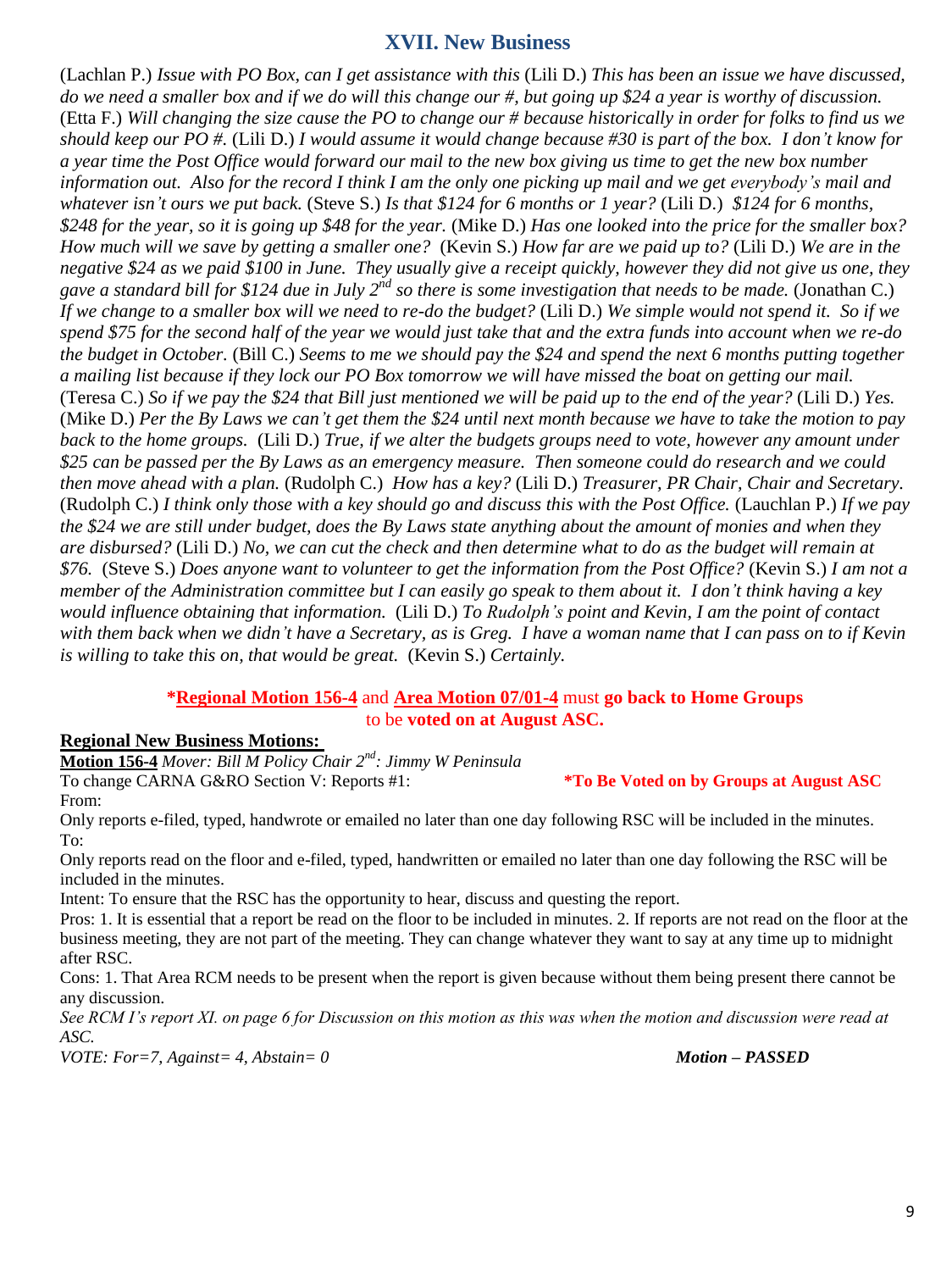## XVII. New Business

(Lachlan P.) *Issue with PO Box, can I get assistance with this* (Lili D.) *This has been an issue we have discussed, do we need a smaller box and if we do will this change our #, but going up $24 a year is worthy of discussion.* (Etta F.) *Will changing the size cause the PO to change our # because historically in order for folks to find us we should keep our PO #.* (Lili D.) *I would assume it would change because #30 is part of the box. I don't know for a year time the Post Office would forward our mail to the new box giving us time to get the new box number information out. Also for the record I think I am the only one picking up mail and we get everybody's mail and whatever isn't ours we put back.* (Steve S.) *Is that $124 for 6 months or 1 year?* (Lili D.) *$124 for 6 months, $248 for the year, so it is going up $48 for the year.* (Mike D.) *Has one looked into the price for the smaller box? How much will we save by getting a smaller one?* (Kevin S.) *How far are we paid up to?* (Lili D.) *We are in the negative $24 as we paid $100 in June. They usually give a receipt quickly, however they did not give us one, they gave a standard bill for $124 due in July 2nd so there is some investigation that needs to be made.* (Jonathan C.) *If we change to a smaller box will we need to re-do the budget?* (Lili D.) *We simple would not spend it. So if we spend $75 for the second half of the year we would just take that and the extra funds into account when we re-do the budget in October.* (Bill C.) *Seems to me we should pay the $24 and spend the next 6 months putting together a mailing list because if they lock our PO Box tomorrow we will have missed the boat on getting our mail.* (Teresa C.) *So if we pay the $24 that Bill just mentioned we will be paid up to the end of the year?* (Lili D.) *Yes.* (Mike D.) *Per the By Laws we can't get them the $24 until next month because we have to take the motion to pay back to the home groups.* (Lili D.) *True, if we alter the budgets groups need to vote, however any amount under $25 can be passed per the By Laws as an emergency measure. Then someone could do research and we could then move ahead with a plan.* (Rudolph C.) *How has a key?* (Lili D.) *Treasurer, PR Chair, Chair and Secretary.* (Rudolph C.) *I think only those with a key should go and discuss this with the Post Office.* (Lauchlan P.) *If we pay the $24 we are still under budget, does the By Laws state anything about the amount of monies and when they are disbursed?* (Lili D.) *No, we can cut the check and then determine what to do as the budget will remain at $76.* (Steve S.) *Does anyone want to volunteer to get the information from the Post Office?* (Kevin S.) *I am not a member of the Administration committee but I can easily go speak to them about it. I don't think having a key would influence obtaining that information.* (Lili D.) *To Rudolph's point and Kevin, I am the point of contact with them back when we didn't have a Secretary, as is Greg. I have a woman name that I can pass on to if Kevin is willing to take this on, that would be great.* (Kevin S.) *Certainly.*

***Regional Motion 156-4** and **Area Motion 07/01-4** must **go back to Home Groups** to be **voted on at August ASC.***

**Regional New Business Motions:**

**Motion 156-4** *Mover: Bill M Policy Chair 2nd: Jimmy W Peninsula*

To change CARNA G&RO Section V: Reports #1: **\*To Be Voted on by Groups at August ASC**

From:

Only reports e-filed, typed, handwrote or emailed no later than one day following RSC will be included in the minutes.

To:

Only reports read on the floor and e-filed, typed, handwritten or emailed no later than one day following the RSC will be included in the minutes.

Intent: To ensure that the RSC has the opportunity to hear, discuss and questing the report.

Pros: 1. It is essential that a report be read on the floor to be included in minutes. 2. If reports are not read on the floor at the business meeting, they are not part of the meeting. They can change whatever they want to say at any time up to midnight after RSC.

Cons: 1. That Area RCM needs to be present when the report is given because without them being present there cannot be any discussion.

*See RCM I's report XI. on page 6 for Discussion on this motion as this was when the motion and discussion were read at ASC.*

*VOTE: For=7, Against= 4, Abstain= 0* ***Motion – PASSED***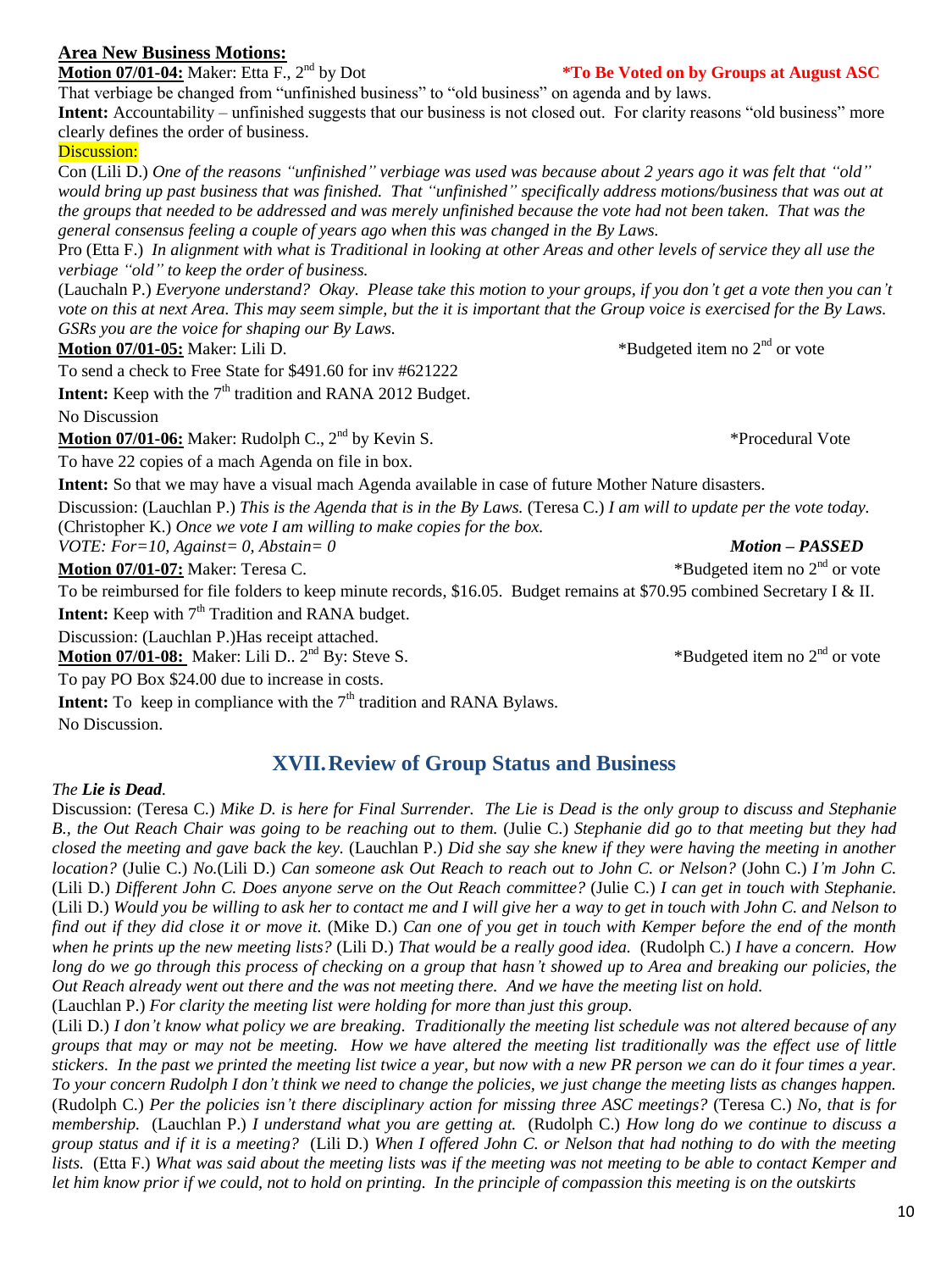**Area New Business Motions:**

**Motion 07/01-04:** Maker: Etta F., 2nd by Dot **\*To Be Voted on by Groups at August ASC**

That verbiage be changed from "unfinished business" to "old business" on agenda and by laws.

**Intent:** Accountability – unfinished suggests that our business is not closed out. For clarity reasons "old business" more clearly defines the order of business.

Discussion:

Con (Lili D.) *One of the reasons "unfinished" verbiage was used was because about 2 years ago it was felt that "old" would bring up past business that was finished. That "unfinished" specifically address motions/business that was out at the groups that needed to be addressed and was merely unfinished because the vote had not been taken. That was the general consensus feeling a couple of years ago when this was changed in the By Laws.*

Pro (Etta F.) *In alignment with what is Traditional in looking at other Areas and other levels of service they all use the verbiage "old" to keep the order of business.*

(Lauchaln P.) *Everyone understand? Okay. Please take this motion to your groups, if you don't get a vote then you can't vote on this at next Area. This may seem simple, but the it is important that the Group voice is exercised for the By Laws. GSRs you are the voice for shaping our By Laws.*

**Motion 07/01-05:** Maker: Lili D. \*Budgeted item no 2nd or vote

To send a check to Free State for $491.60 for inv #621222

**Intent:** Keep with the 7th tradition and RANA 2012 Budget.

No Discussion

**Motion 07/01-06:** Maker: Rudolph C., 2nd by Kevin S. \*Procedural Vote

To have 22 copies of a mach Agenda on file in box.

**Intent:** So that we may have a visual mach Agenda available in case of future Mother Nature disasters.

Discussion: (Lauchlan P.) *This is the Agenda that is in the By Laws.* (Teresa C.) *I am will to update per the vote today.* (Christopher K.) *Once we vote I am willing to make copies for the box.*

*VOTE: For=10, Against= 0, Abstain= 0* ***Motion – PASSED***

**Motion 07/01-07:** Maker: Teresa C. \*Budgeted item no 2nd or vote

To be reimbursed for file folders to keep minute records, $16.05. Budget remains at $70.95 combined Secretary I & II.

**Intent:** Keep with 7th Tradition and RANA budget.

Discussion: (Lauchlan P.)Has receipt attached.

**Motion 07/01-08:** Maker: Lili D.. 2nd By: Steve S. \*Budgeted item no 2nd or vote

To pay PO Box $24.00 due to increase in costs.

**Intent:** To keep in compliance with the 7th tradition and RANA Bylaws.

No Discussion.

## XVII. Review of Group Status and Business

*The **Lie is Dead**.*

Discussion: (Teresa C.) *Mike D. is here for Final Surrender. The Lie is Dead is the only group to discuss and Stephanie B., the Out Reach Chair was going to be reaching out to them.* (Julie C.) *Stephanie did go to that meeting but they had closed the meeting and gave back the key.* (Lauchlan P.) *Did she say she knew if they were having the meeting in another location?* (Julie C.) *No.*(Lili D.) *Can someone ask Out Reach to reach out to John C. or Nelson?* (John C.) *I'm John C.* (Lili D.) *Different John C. Does anyone serve on the Out Reach committee?* (Julie C.) *I can get in touch with Stephanie.* (Lili D.) *Would you be willing to ask her to contact me and I will give her a way to get in touch with John C. and Nelson to find out if they did close it or move it.* (Mike D.) *Can one of you get in touch with Kemper before the end of the month when he prints up the new meeting lists?* (Lili D.) *That would be a really good idea.* (Rudolph C.) *I have a concern. How long do we go through this process of checking on a group that hasn't showed up to Area and breaking our policies, the Out Reach already went out there and the was not meeting there. And we have the meeting list on hold.*

(Lauchlan P.) *For clarity the meeting list were holding for more than just this group.*

(Lili D.) *I don't know what policy we are breaking. Traditionally the meeting list schedule was not altered because of any groups that may or may not be meeting. How we have altered the meeting list traditionally was the effect use of little stickers. In the past we printed the meeting list twice a year, but now with a new PR person we can do it four times a year. To your concern Rudolph I don't think we need to change the policies, we just change the meeting lists as changes happen.* (Rudolph C.) *Per the policies isn't there disciplinary action for missing three ASC meetings?* (Teresa C.) *No, that is for membership.* (Lauchlan P.) *I understand what you are getting at.* (Rudolph C.) *How long do we continue to discuss a group status and if it is a meeting?* (Lili D.) *When I offered John C. or Nelson that had nothing to do with the meeting lists.* (Etta F.) *What was said about the meeting lists was if the meeting was not meeting to be able to contact Kemper and let him know prior if we could, not to hold on printing. In the principle of compassion this meeting is on the outskirts*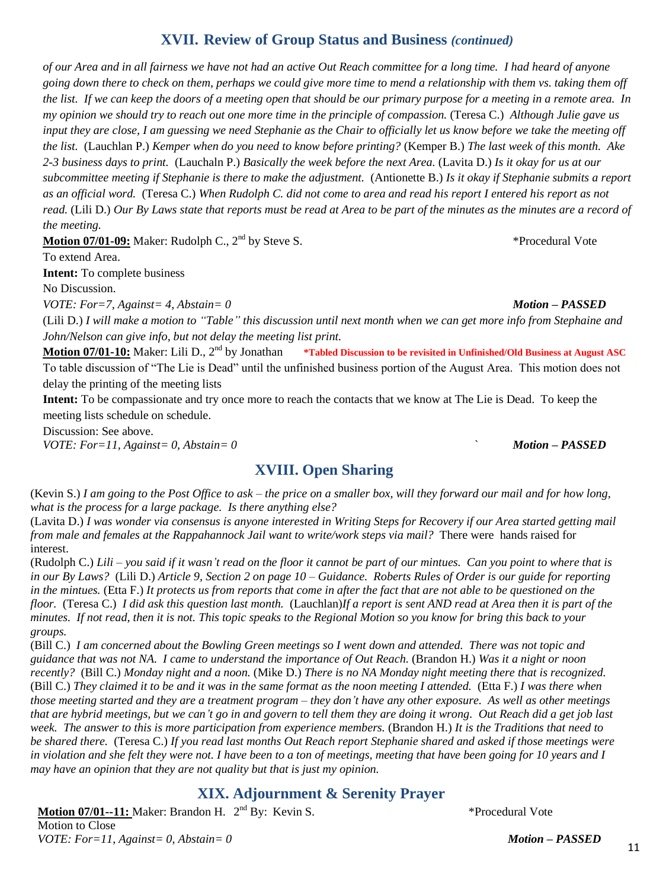## XVII. Review of Group Status and Business *(continued)*

*of our Area and in all fairness we have not had an active Out Reach committee for a long time. I had heard of anyone going down there to check on them, perhaps we could give more time to mend a relationship with them vs. taking them off the list. If we can keep the doors of a meeting open that should be our primary purpose for a meeting in a remote area. In my opinion we should try to reach out one more time in the principle of compassion.* (Teresa C.) *Although Julie gave us input they are close, I am guessing we need Stephanie as the Chair to officially let us know before we take the meeting off the list.* (Lauchlan P.) *Kemper when do you need to know before printing?* (Kemper B.) *The last week of this month. Ake 2-3 business days to print.* (Lauchaln P.) *Basically the week before the next Area.* (Lavita D.) *Is it okay for us at our subcommittee meeting if Stephanie is there to make the adjustment.* (Antionette B.) *Is it okay if Stephanie submits a report as an official word.* (Teresa C.) *When Rudolph C. did not come to area and read his report I entered his report as not read.* (Lili D.) *Our By Laws state that reports must be read at Area to be part of the minutes as the minutes are a record of the meeting.*

**Motion 07/01-09:** Maker: Rudolph C., 2nd by Steve S. *Procedural Vote

To extend Area.

**Intent:** To complete business

No Discussion.

*VOTE: For=7, Against= 4, Abstain= 0* ***Motion – PASSED***

(Lili D.) *I will make a motion to "Table" this discussion until next month when we can get more info from Stephaine and John/Nelson can give info, but not delay the meeting list print.*

**Motion 07/01-10:** Maker: Lili D., 2nd by Jonathan **\*Tabled Discussion to be revisited in Unfinished/Old Business at August ASC**

To table discussion of "The Lie is Dead" until the unfinished business portion of the August Area. This motion does not delay the printing of the meeting lists

**Intent:** To be compassionate and try once more to reach the contacts that we know at The Lie is Dead. To keep the meeting lists schedule on schedule.

Discussion: See above.

*VOTE: For=11, Against= 0, Abstain= 0* ` ***Motion – PASSED***

## XVIII. Open Sharing

(Kevin S.) *I am going to the Post Office to ask – the price on a smaller box, will they forward our mail and for how long, what is the process for a large package. Is there anything else?*

(Lavita D.) *I was wonder via consensus is anyone interested in Writing Steps for Recovery if our Area started getting mail from male and females at the Rappahannock Jail want to write/work steps via mail?* There were hands raised for interest.

(Rudolph C.) *Lili – you said if it wasn't read on the floor it cannot be part of our mintues. Can you point to where that is in our By Laws?* (Lili D.) *Article 9, Section 2 on page 10 – Guidance. Roberts Rules of Order is our guide for reporting in the mintues.* (Etta F.) *It protects us from reports that come in after the fact that are not able to be questioned on the floor.* (Teresa C.) *I did ask this question last month.* (Lauchlan)*If a report is sent AND read at Area then it is part of the minutes. If not read, then it is not. This topic speaks to the Regional Motion so you know for bring this back to your groups.*

(Bill C.) *I am concerned about the Bowling Green meetings so I went down and attended. There was not topic and guidance that was not NA. I came to understand the importance of Out Reach.* (Brandon H.) *Was it a night or noon recently?* (Bill C.) *Monday night and a noon.* (Mike D.) *There is no NA Monday night meeting there that is recognized.* (Bill C.) *They claimed it to be and it was in the same format as the noon meeting I attended.* (Etta F.) *I was there when those meeting started and they are a treatment program – they don't have any other exposure. As well as other meetings that are hybrid meetings, but we can't go in and govern to tell them they are doing it wrong. Out Reach did a get job last week. The answer to this is more participation from experience members.* (Brandon H.) *It is the Traditions that need to be shared there.* (Teresa C.) *If you read last months Out Reach report Stephanie shared and asked if those meetings were in violation and she felt they were not. I have been to a ton of meetings, meeting that have been going for 10 years and I may have an opinion that they are not quality but that is just my opinion.*

## XIX. Adjournment & Serenity Prayer

**Motion 07/01--11:** Maker: Brandon H. 2nd By: Kevin S. *Procedural Vote

Motion to Close

*VOTE: For=11, Against= 0, Abstain= 0* ***Motion – PASSED***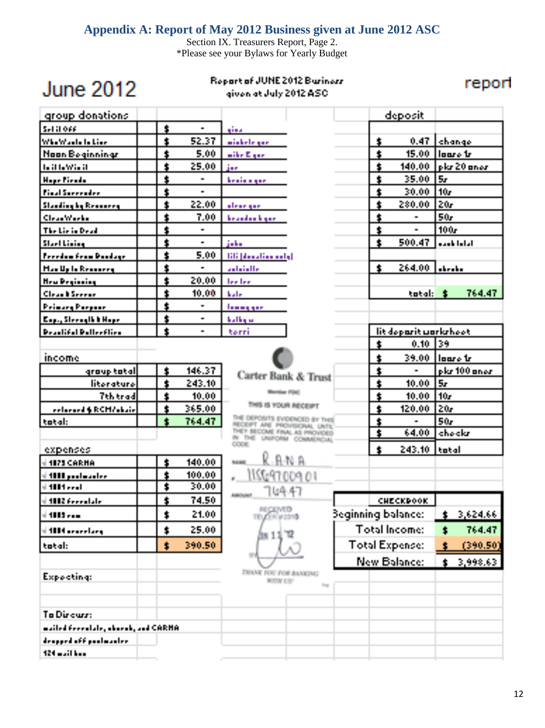# Appendix A: Report of May 2012 Business given at June 2012 ASC

Section IX. Treasurers Report, Page 2.
*Please see your Bylaws for Yearly Budget

## June 2012

Report of JUNE 2012 Business given at July 2012 ASC

report

### group donations

| group | amount | |
|---|---|---|
| Set it Off | $ - | gina |
| Who We Wanted to Live | $ 52.37 | michele gsr |
| Noon Beginnings | $ 5.00 | mike E gsr |
| In it to Win it | $ 25.00 | joe |
| Hope Fiends | $ - | brain a gsr |
| Final Surrender | $ - | |
| Standing by Recovery | $ 22.00 | alesr gsr |
| Clean Works | $ 7.00 | brandon b gsr |
| The Lie is Dead | $ - | |
| Start Living | $ - | john |
| Freedom from Bondage | $ 5.00 | lili (donation only) |
| Man Up to Recovery | $ - | antoinette |
| New Beginning | $ 20.00 | lee lee |
| Clean & Serene | $ 10.00 | kate |
| Primary Purpose | $ - | tommy gsr |
| Exp., Strength & Hope | $ - | kathy w |
| Beautiful Butterflies | $ - | terri |

### income

| | |
|---|---|
| group total | $ 146.37 |
| literature | $ 243.10 |
| 7th trad | $ 10.00 |
| relevant & RCM/chair | $ 365.00 |
| total: | $ 764.47 |

### expenses

| | |
|---|---|
| 1079 CARNA | $ 140.00 |
| 1080 postmaster | $ 100.00 |
| 1081 rent | $ 30.00 |
| 1082 fcreelate | $ 74.50 |
| 1083 ram | $ 21.00 |
| 1084 arcarlary | $ 25.00 |
| total: | $ 390.50 |

Expecting:

To Discuss:

mailed fcreelate, check, and CARNA

dropped off postmaster

124 mail box

### deposit

| | |
|---|---|
| $ 0.47 | change |
| $ 15.00 | loose 1s |
| $ 140.00 | pks 20 ones |
| $ 35.00 | 5s |
| $ 30.00 | 10s |
| $ 280.00 | 20s |
| $ - | 50s |
| $ - | 100s |
| $ 500.47 | cash total |
| $ 264.00 | checks |
| total: | $ 764.47 |

### lit deposit worksheet

| | |
|---|---|
| $ 0.10 | 39 |
| $ 39.00 | loose 1s |
| $ - | pks 100 ones |
| $ 10.00 | 5s |
| $ 10.00 | 10s |
| $ 120.00 | 20s |
| $ - | 50s |
| $ 64.00 | checks |
| $ 243.10 | total |

Carter Bank & Trust
Member FDIC
THIS IS YOUR RECEIPT
THE DEPOSITS EVIDENCED BY THIS RECEIPT ARE PROVISIONAL UNTIL THEY BECOME FINAL AS PROVIDED IN THE UNIFORM COMMERCIAL CODE.
NAME: RANA
#: 1156970009 01
AMOUNT: 764.47
RECEIVED TELLER #2310
JUN 11 '12
THANK YOU FOR BANKING WITH US!

### CHECKBOOK

| | |
|---|---|
| Beginning balance: | $ 3,624.66 |
| Total Income: | $ 764.47 |
| Total Expense: | $ (390.50) |
| New Balance: | $ 3,998.63 |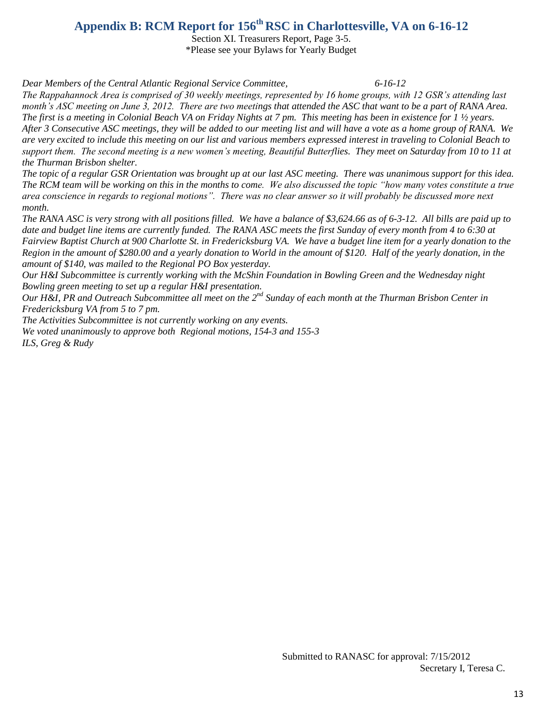# Appendix B: RCM Report for 156th RSC in Charlottesville, VA on 6-16-12

Section XI. Treasurers Report, Page 3-5.
*Please see your Bylaws for Yearly Budget

*Dear Members of the Central Atlantic Regional Service Committee, 6-16-12*

*The Rappahannock Area is comprised of 30 weekly meetings, represented by 16 home groups, with 12 GSR's attending last month's ASC meeting on June 3, 2012. There are two meetings that attended the ASC that want to be a part of RANA Area. The first is a meeting in Colonial Beach VA on Friday Nights at 7 pm. This meeting has been in existence for 1 ½ years. After 3 Consecutive ASC meetings, they will be added to our meeting list and will have a vote as a home group of RANA. We are very excited to include this meeting on our list and various members expressed interest in traveling to Colonial Beach to support them. The second meeting is a new women's meeting, Beautiful Butterflies. They meet on Saturday from 10 to 11 at the Thurman Brisbon shelter.*

*The topic of a regular GSR Orientation was brought up at our last ASC meeting. There was unanimous support for this idea. The RCM team will be working on this in the months to come. We also discussed the topic "how many votes constitute a true area conscience in regards to regional motions". There was no clear answer so it will probably be discussed more next month.*

*The RANA ASC is very strong with all positions filled. We have a balance of $3,624.66 as of 6-3-12. All bills are paid up to date and budget line items are currently funded. The RANA ASC meets the first Sunday of every month from 4 to 6:30 at Fairview Baptist Church at 900 Charlotte St. in Fredericksburg VA. We have a budget line item for a yearly donation to the Region in the amount of $280.00 and a yearly donation to World in the amount of $120. Half of the yearly donation, in the amount of $140, was mailed to the Regional PO Box yesterday.*

*Our H&I Subcommittee is currently working with the McShin Foundation in Bowling Green and the Wednesday night Bowling green meeting to set up a regular H&I presentation.*

*Our H&I, PR and Outreach Subcommittee all meet on the 2nd Sunday of each month at the Thurman Brisbon Center in Fredericksburg VA from 5 to 7 pm.*

*The Activities Subcommittee is not currently working on any events.*

*We voted unanimously to approve both Regional motions, 154-3 and 155-3*

*ILS, Greg & Rudy*

Submitted to RANASC for approval: 7/15/2012
Secretary I, Teresa C.